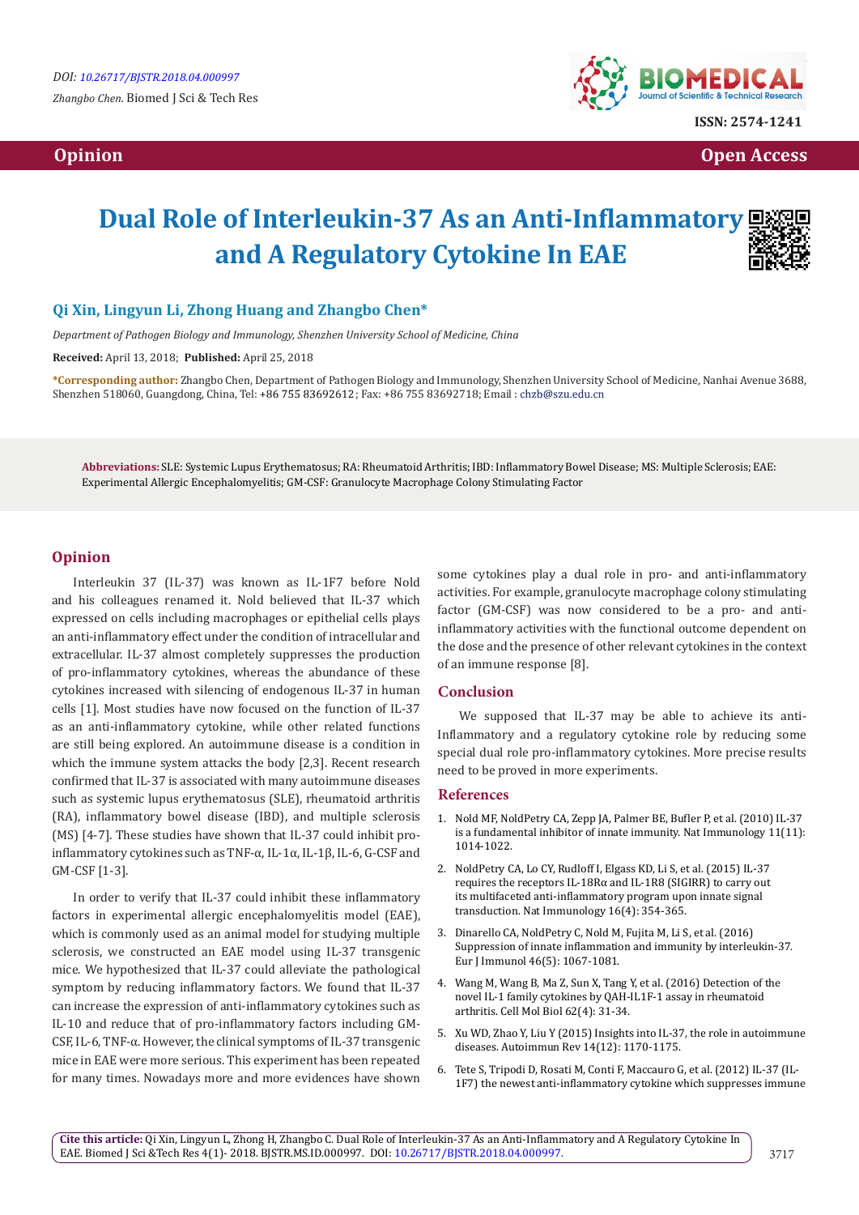DOI: 10.26717/BJSTR.2018.04.000997

*Zhangbo Chen.* Biomed J Sci & Tech Res

ISSN: 2574-1241

**Opinion** **Open Access**

# Dual Role of Interleukin-37 As an Anti-Inflammatory and A Regulatory Cytokine In EAE

**Qi Xin, Lingyun Li, Zhong Huang and Zhangbo Chen***

*Department of Pathogen Biology and Immunology, Shenzhen University School of Medicine, China*

**Received:** April 13, 2018; **Published:** April 25, 2018

**\*Corresponding author:** Zhangbo Chen, Department of Pathogen Biology and Immunology, Shenzhen University School of Medicine, Nanhai Avenue 3688, Shenzhen 518060, Guangdong, China, Tel: +86 755 83692612 ; Fax: +86 755 83692718; Email : chzb@szu.edu.cn

**Abbreviations:** SLE: Systemic Lupus Erythematosus; RA: Rheumatoid Arthritis; IBD: Inflammatory Bowel Disease; MS: Multiple Sclerosis; EAE: Experimental Allergic Encephalomyelitis; GM-CSF: Granulocyte Macrophage Colony Stimulating Factor

## Opinion

Interleukin 37 (IL-37) was known as IL-1F7 before Nold and his colleagues renamed it. Nold believed that IL-37 which expressed on cells including macrophages or epithelial cells plays an anti-inflammatory effect under the condition of intracellular and extracellular. IL-37 almost completely suppresses the production of pro-inflammatory cytokines, whereas the abundance of these cytokines increased with silencing of endogenous IL-37 in human cells [1]. Most studies have now focused on the function of IL-37 as an anti-inflammatory cytokine, while other related functions are still being explored. An autoimmune disease is a condition in which the immune system attacks the body [2,3]. Recent research confirmed that IL-37 is associated with many autoimmune diseases such as systemic lupus erythematosus (SLE), rheumatoid arthritis (RA), inflammatory bowel disease (IBD), and multiple sclerosis (MS) [4-7]. These studies have shown that IL-37 could inhibit pro-inflammatory cytokines such as TNF-α, IL-1α, IL-1β, IL-6, G-CSF and GM-CSF [1-3].

In order to verify that IL-37 could inhibit these inflammatory factors in experimental allergic encephalomyelitis model (EAE), which is commonly used as an animal model for studying multiple sclerosis, we constructed an EAE model using IL-37 transgenic mice. We hypothesized that IL-37 could alleviate the pathological symptom by reducing inflammatory factors. We found that IL-37 can increase the expression of anti-inflammatory cytokines such as IL-10 and reduce that of pro-inflammatory factors including GM-CSF, IL-6, TNF-α. However, the clinical symptoms of IL-37 transgenic mice in EAE were more serious. This experiment has been repeated for many times. Nowadays more and more evidences have shown some cytokines play a dual role in pro- and anti-inflammatory activities. For example, granulocyte macrophage colony stimulating factor (GM-CSF) was now considered to be a pro- and anti-inflammatory activities with the functional outcome dependent on the dose and the presence of other relevant cytokines in the context of an immune response [8].

## Conclusion

We supposed that IL-37 may be able to achieve its anti-Inflammatory and a regulatory cytokine role by reducing some special dual role pro-inflammatory cytokines. More precise results need to be proved in more experiments.

## References

1. Nold MF, NoldPetry CA, Zepp JA, Palmer BE, Bufler P, et al. (2010) IL-37 is a fundamental inhibitor of innate immunity. Nat Immunology 11(11): 1014-1022.
2. NoldPetry CA, Lo CY, Rudloff I, Elgass KD, Li S, et al. (2015) IL-37 requires the receptors IL-18Rα and IL-1R8 (SIGIRR) to carry out its multifaceted anti-inflammatory program upon innate signal transduction. Nat Immunology 16(4): 354-365.
3. Dinarello CA, NoldPetry C, Nold M, Fujita M, Li S, et al. (2016) Suppression of innate inflammation and immunity by interleukin-37. Eur J Immunol 46(5): 1067-1081.
4. Wang M, Wang B, Ma Z, Sun X, Tang Y, et al. (2016) Detection of the novel IL-1 family cytokines by QAH-IL1F-1 assay in rheumatoid arthritis. Cell Mol Biol 62(4): 31-34.
5. Xu WD, Zhao Y, Liu Y (2015) Insights into IL-37, the role in autoimmune diseases. Autoimmun Rev 14(12): 1170-1175.
6. Tete S, Tripodi D, Rosati M, Conti F, Maccauro G, et al. (2012) IL-37 (IL-1F7) the newest anti-inflammatory cytokine which suppresses immune

**Cite this article:** Qi Xin, Lingyun L, Zhong H, Zhangbo C. Dual Role of Interleukin-37 As an Anti-Inflammatory and A Regulatory Cytokine In EAE. Biomed J Sci &Tech Res 4(1)- 2018. BJSTR.MS.ID.000997. DOI: 10.26717/BJSTR.2018.04.000997.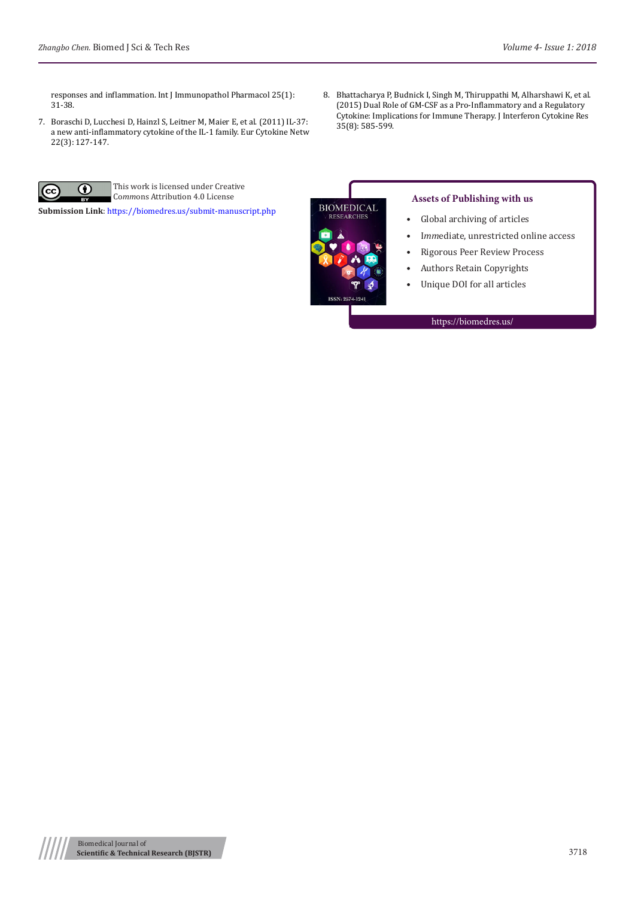responses and inflammation. Int J Immunopathol Pharmacol 25(1): 31-38.

7. Boraschi D, Lucchesi D, Hainzl S, Leitner M, Maier E, et al. (2011) IL-37: a new anti-inflammatory cytokine of the IL-1 family. Eur Cytokine Netw 22(3): 127-147.

8. Bhattacharya P, Budnick I, Singh M, Thiruppathi M, Alharshawi K, et al. (2015) Dual Role of GM-CSF as a Pro-Inflammatory and a Regulatory Cytokine: Implications for Immune Therapy. J Interferon Cytokine Res 35(8): 585-599.

This work is licensed under Creative Commons Attribution 4.0 License

**Submission Link**: https://biomedres.us/submit-manuscript.php

### Assets of Publishing with us

- Global archiving of articles
- Immediate, unrestricted online access
- Rigorous Peer Review Process
- Authors Retain Copyrights
- Unique DOI for all articles

https://biomedres.us/